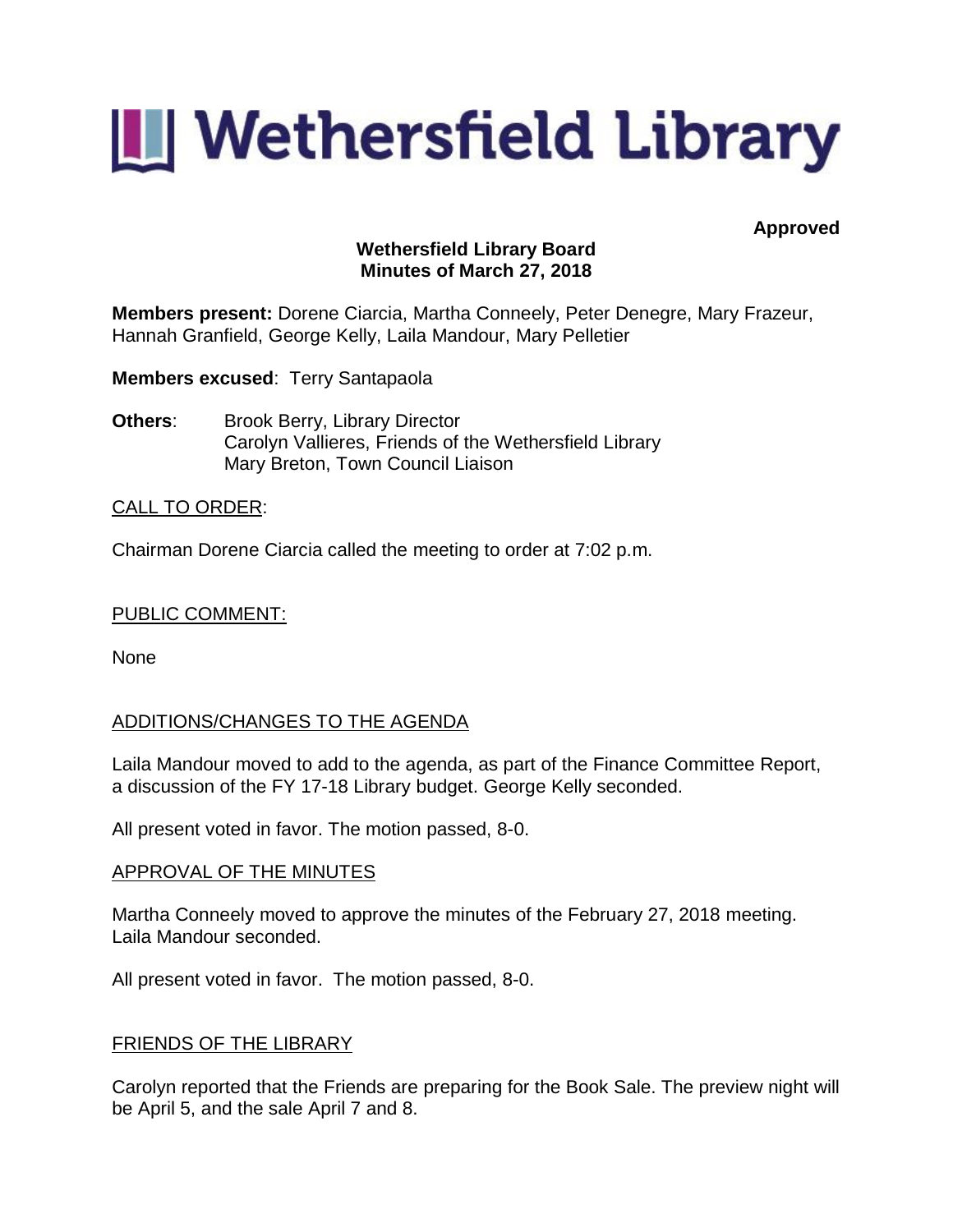# Wethersfield Library

**Approved**

**Wethersfield Library Board**
**Minutes of March 27, 2018**

**Members present:** Dorene Ciarcia, Martha Conneely, Peter Denegre, Mary Frazeur, Hannah Granfield, George Kelly, Laila Mandour, Mary Pelletier

**Members excused**: Terry Santapaola

**Others**: Brook Berry, Library Director
Carolyn Vallieres, Friends of the Wethersfield Library
Mary Breton, Town Council Liaison

CALL TO ORDER:

Chairman Dorene Ciarcia called the meeting to order at 7:02 p.m.

PUBLIC COMMENT:

None

ADDITIONS/CHANGES TO THE AGENDA

Laila Mandour moved to add to the agenda, as part of the Finance Committee Report, a discussion of the FY 17-18 Library budget. George Kelly seconded.

All present voted in favor. The motion passed, 8-0.

APPROVAL OF THE MINUTES

Martha Conneely moved to approve the minutes of the February 27, 2018 meeting. Laila Mandour seconded.

All present voted in favor. The motion passed, 8-0.

FRIENDS OF THE LIBRARY

Carolyn reported that the Friends are preparing for the Book Sale. The preview night will be April 5, and the sale April 7 and 8.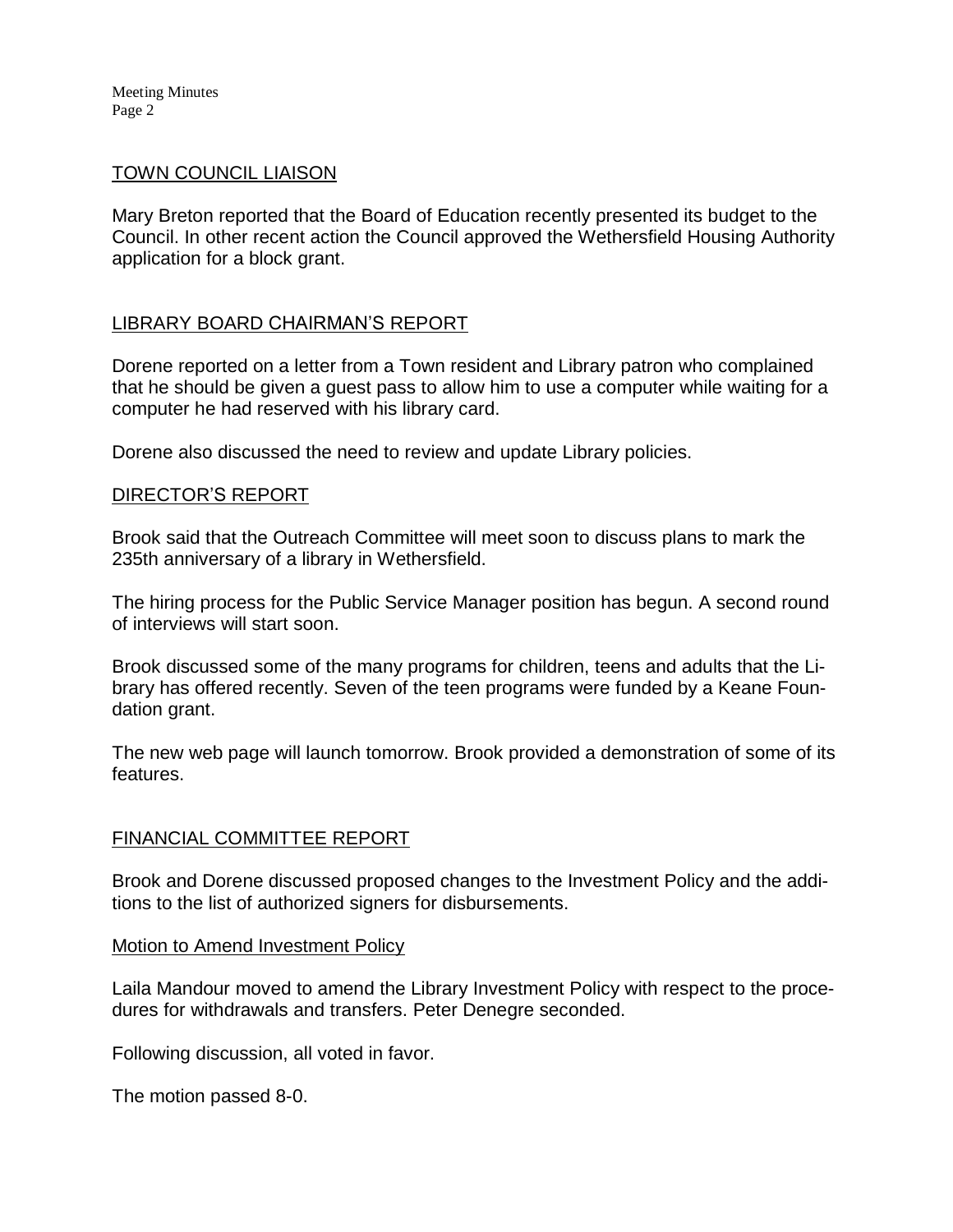## TOWN COUNCIL LIAISON

Mary Breton reported that the Board of Education recently presented its budget to the Council. In other recent action the Council approved the Wethersfield Housing Authority application for a block grant.

## LIBRARY BOARD CHAIRMAN'S REPORT

Dorene reported on a letter from a Town resident and Library patron who complained that he should be given a guest pass to allow him to use a computer while waiting for a computer he had reserved with his library card.

Dorene also discussed the need to review and update Library policies.

## DIRECTOR'S REPORT

Brook said that the Outreach Committee will meet soon to discuss plans to mark the 235th anniversary of a library in Wethersfield.

The hiring process for the Public Service Manager position has begun. A second round of interviews will start soon.

Brook discussed some of the many programs for children, teens and adults that the Library has offered recently. Seven of the teen programs were funded by a Keane Foundation grant.

The new web page will launch tomorrow. Brook provided a demonstration of some of its features.

## FINANCIAL COMMITTEE REPORT

Brook and Dorene discussed proposed changes to the Investment Policy and the additions to the list of authorized signers for disbursements.

### Motion to Amend Investment Policy

Laila Mandour moved to amend the Library Investment Policy with respect to the procedures for withdrawals and transfers. Peter Denegre seconded.

Following discussion, all voted in favor.

The motion passed 8-0.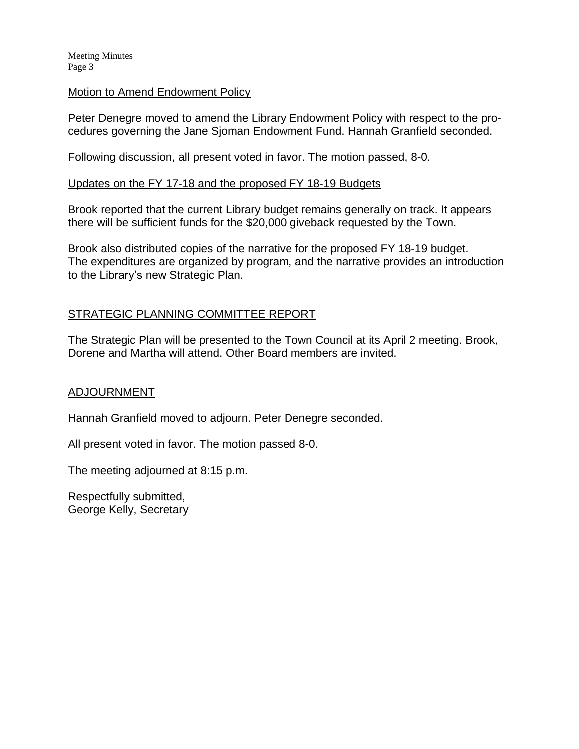## Motion to Amend Endowment Policy

Peter Denegre moved to amend the Library Endowment Policy with respect to the procedures governing the Jane Sjoman Endowment Fund. Hannah Granfield seconded.

Following discussion, all present voted in favor. The motion passed, 8-0.

## Updates on the FY 17-18 and the proposed FY 18-19 Budgets

Brook reported that the current Library budget remains generally on track. It appears there will be sufficient funds for the $20,000 giveback requested by the Town.

Brook also distributed copies of the narrative for the proposed FY 18-19 budget. The expenditures are organized by program, and the narrative provides an introduction to the Library's new Strategic Plan.

## STRATEGIC PLANNING COMMITTEE REPORT

The Strategic Plan will be presented to the Town Council at its April 2 meeting. Brook, Dorene and Martha will attend. Other Board members are invited.

## ADJOURNMENT

Hannah Granfield moved to adjourn. Peter Denegre seconded.

All present voted in favor. The motion passed 8-0.

The meeting adjourned at 8:15 p.m.

Respectfully submitted,
George Kelly, Secretary